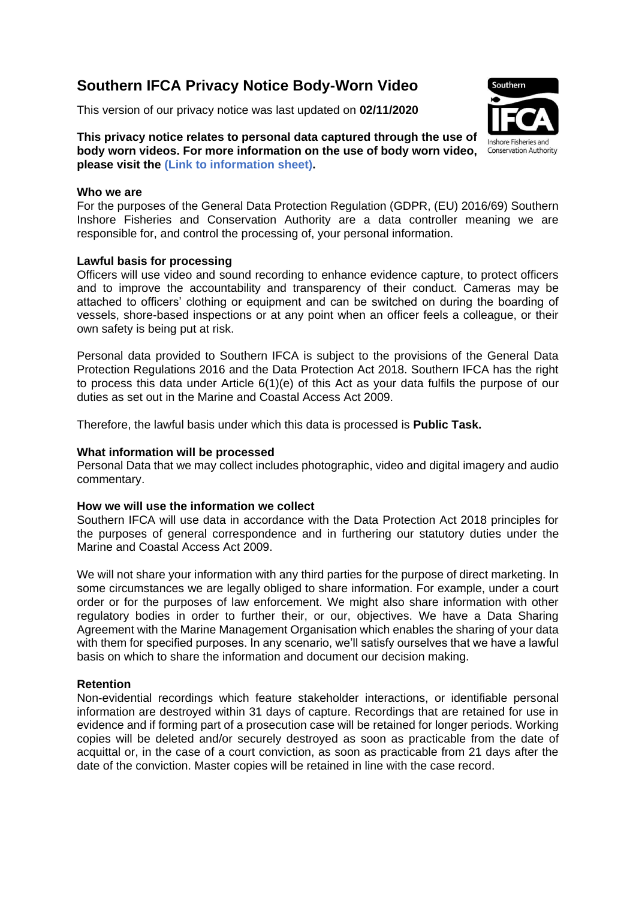# Southern IFCA Privacy Notice Body-Worn Video

This version of our privacy notice was last updated on **02/11/2020**

**This privacy notice relates to personal data captured through the use of body worn videos. For more information on the use of body worn video, please visit the (Link to information sheet).**

**Who we are**

For the purposes of the General Data Protection Regulation (GDPR, (EU) 2016/69) Southern Inshore Fisheries and Conservation Authority are a data controller meaning we are responsible for, and control the processing of, your personal information.

**Lawful basis for processing**

Officers will use video and sound recording to enhance evidence capture, to protect officers and to improve the accountability and transparency of their conduct. Cameras may be attached to officers' clothing or equipment and can be switched on during the boarding of vessels, shore-based inspections or at any point when an officer feels a colleague, or their own safety is being put at risk.

Personal data provided to Southern IFCA is subject to the provisions of the General Data Protection Regulations 2016 and the Data Protection Act 2018. Southern IFCA has the right to process this data under Article 6(1)(e) of this Act as your data fulfils the purpose of our duties as set out in the Marine and Coastal Access Act 2009.

Therefore, the lawful basis under which this data is processed is **Public Task.**

**What information will be processed**

Personal Data that we may collect includes photographic, video and digital imagery and audio commentary.

**How we will use the information we collect**

Southern IFCA will use data in accordance with the Data Protection Act 2018 principles for the purposes of general correspondence and in furthering our statutory duties under the Marine and Coastal Access Act 2009.

We will not share your information with any third parties for the purpose of direct marketing. In some circumstances we are legally obliged to share information. For example, under a court order or for the purposes of law enforcement. We might also share information with other regulatory bodies in order to further their, or our, objectives. We have a Data Sharing Agreement with the Marine Management Organisation which enables the sharing of your data with them for specified purposes. In any scenario, we'll satisfy ourselves that we have a lawful basis on which to share the information and document our decision making.

**Retention**

Non-evidential recordings which feature stakeholder interactions, or identifiable personal information are destroyed within 31 days of capture. Recordings that are retained for use in evidence and if forming part of a prosecution case will be retained for longer periods. Working copies will be deleted and/or securely destroyed as soon as practicable from the date of acquittal or, in the case of a court conviction, as soon as practicable from 21 days after the date of the conviction. Master copies will be retained in line with the case record.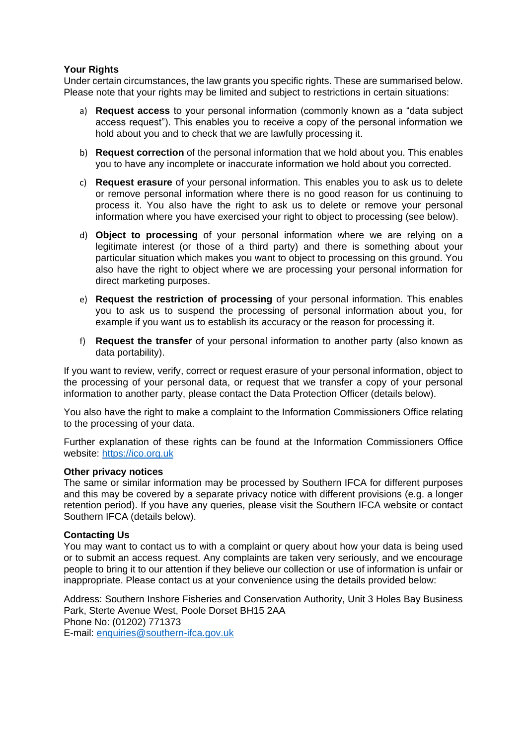**Your Rights**

Under certain circumstances, the law grants you specific rights. These are summarised below. Please note that your rights may be limited and subject to restrictions in certain situations:

a) **Request access** to your personal information (commonly known as a "data subject access request"). This enables you to receive a copy of the personal information we hold about you and to check that we are lawfully processing it.

b) **Request correction** of the personal information that we hold about you. This enables you to have any incomplete or inaccurate information we hold about you corrected.

c) **Request erasure** of your personal information. This enables you to ask us to delete or remove personal information where there is no good reason for us continuing to process it. You also have the right to ask us to delete or remove your personal information where you have exercised your right to object to processing (see below).

d) **Object to processing** of your personal information where we are relying on a legitimate interest (or those of a third party) and there is something about your particular situation which makes you want to object to processing on this ground. You also have the right to object where we are processing your personal information for direct marketing purposes.

e) **Request the restriction of processing** of your personal information. This enables you to ask us to suspend the processing of personal information about you, for example if you want us to establish its accuracy or the reason for processing it.

f) **Request the transfer** of your personal information to another party (also known as data portability).

If you want to review, verify, correct or request erasure of your personal information, object to the processing of your personal data, or request that we transfer a copy of your personal information to another party, please contact the Data Protection Officer (details below).

You also have the right to make a complaint to the Information Commissioners Office relating to the processing of your data.

Further explanation of these rights can be found at the Information Commissioners Office website: https://ico.org.uk

**Other privacy notices**

The same or similar information may be processed by Southern IFCA for different purposes and this may be covered by a separate privacy notice with different provisions (e.g. a longer retention period). If you have any queries, please visit the Southern IFCA website or contact Southern IFCA (details below).

**Contacting Us**

You may want to contact us to with a complaint or query about how your data is being used or to submit an access request. Any complaints are taken very seriously, and we encourage people to bring it to our attention if they believe our collection or use of information is unfair or inappropriate. Please contact us at your convenience using the details provided below:

Address: Southern Inshore Fisheries and Conservation Authority, Unit 3 Holes Bay Business Park, Sterte Avenue West, Poole Dorset BH15 2AA
Phone No: (01202) 771373
E-mail: enquiries@southern-ifca.gov.uk